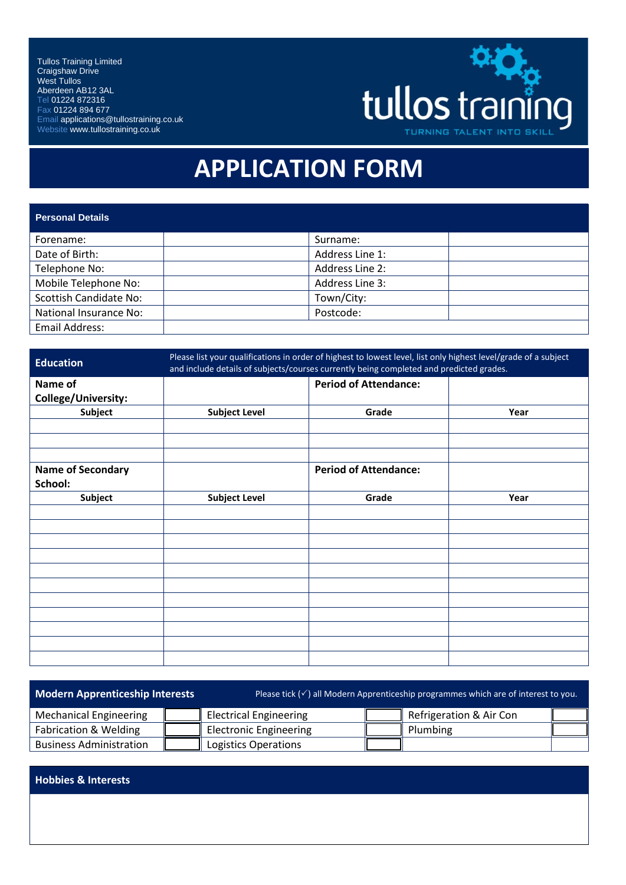Tullos Training Limited
Craigshaw Drive
West Tullos
Aberdeen AB12 3AL
Tel 01224 872316
Fax 01224 894 677
Email applications@tullostraining.co.uk
Website www.tullostraining.co.uk

tullos training
TURNING TALENT INTO SKILL

# APPLICATION FORM

## Personal Details

| Forename: | | Surname: | |
|---|---|---|---|
| Date of Birth: | | Address Line 1: | |
| Telephone No: | | Address Line 2: | |
| Mobile Telephone No: | | Address Line 3: | |
| Scottish Candidate No: | | Town/City: | |
| National Insurance No: | | Postcode: | |
| Email Address: | | | |

## Education

Please list your qualifications in order of highest to lowest level, list only highest level/grade of a subject and include details of subjects/courses currently being completed and predicted grades.

| **Name of College/University:** | | **Period of Attendance:** | |
|---|---|---|---|
| **Subject** | **Subject Level** | **Grade** | **Year** |
| | | | |
| | | | |
| | | | |
| **Name of Secondary School:** | | **Period of Attendance:** | |
| **Subject** | **Subject Level** | **Grade** | **Year** |
| | | | |
| | | | |
| | | | |
| | | | |
| | | | |
| | | | |
| | | | |
| | | | |
| | | | |
| | | | |
| | | | |

## Modern Apprenticeship Interests

Please tick (✓) all Modern Apprenticeship programmes which are of interest to you.

| Mechanical Engineering | ☐ | Electrical Engineering | ☐ | Refrigeration & Air Con | ☐ |
|---|---|---|---|---|---|
| Fabrication & Welding | ☐ | Electronic Engineering | ☐ | Plumbing | ☐ |
| Business Administration | ☐ | Logistics Operations | ☐ | | |

## Hobbies & Interests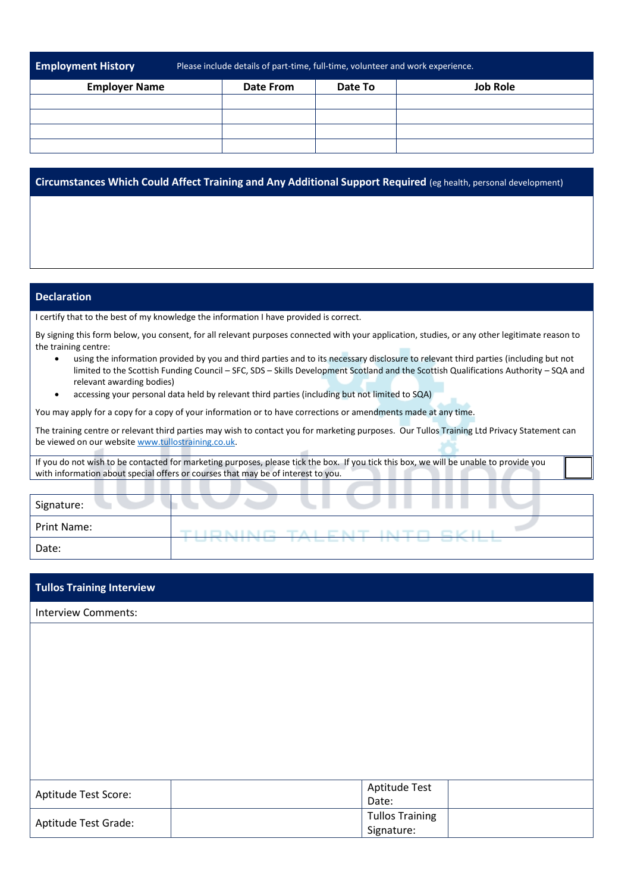## Employment History

Please include details of part-time, full-time, volunteer and work experience.

| Employer Name | Date From | Date To | Job Role |
|---|---|---|---|
| | | | |
| | | | |
| | | | |
| | | | |

## Circumstances Which Could Affect Training and Any Additional Support Required (eg health, personal development)

## Declaration

I certify that to the best of my knowledge the information I have provided is correct.

By signing this form below, you consent, for all relevant purposes connected with your application, studies, or any other legitimate reason to the training centre:

- using the information provided by you and third parties and to its necessary disclosure to relevant third parties (including but not limited to the Scottish Funding Council – SFC, SDS – Skills Development Scotland and the Scottish Qualifications Authority – SQA and relevant awarding bodies)
- accessing your personal data held by relevant third parties (including but not limited to SQA)

You may apply for a copy for a copy of your information or to have corrections or amendments made at any time.

The training centre or relevant third parties may wish to contact you for marketing purposes. Our Tullos Training Ltd Privacy Statement can be viewed on our website www.tullostraining.co.uk.

If you do not wish to be contacted for marketing purposes, please tick the box. If you tick this box, we will be unable to provide you with information about special offers or courses that may be of interest to you. ☐

| | |
|---|---|
| Signature: | |
| Print Name: | |
| Date: | |

## Tullos Training Interview

Interview Comments:

| | | | |
|---|---|---|---|
| Aptitude Test Score: | | Aptitude Test Date: | |
| Aptitude Test Grade: | | Tullos Training Signature: | |